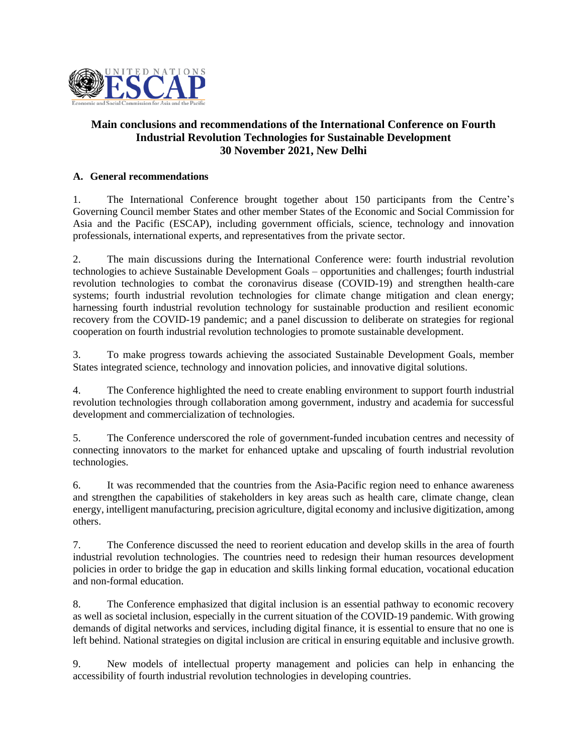# Main conclusions and recommendations of the International Conference on Fourth Industrial Revolution Technologies for Sustainable Development 30 November 2021, New Delhi

## A. General recommendations

1. The International Conference brought together about 150 participants from the Centre's Governing Council member States and other member States of the Economic and Social Commission for Asia and the Pacific (ESCAP), including government officials, science, technology and innovation professionals, international experts, and representatives from the private sector.

2. The main discussions during the International Conference were: fourth industrial revolution technologies to achieve Sustainable Development Goals – opportunities and challenges; fourth industrial revolution technologies to combat the coronavirus disease (COVID-19) and strengthen health-care systems; fourth industrial revolution technologies for climate change mitigation and clean energy; harnessing fourth industrial revolution technology for sustainable production and resilient economic recovery from the COVID-19 pandemic; and a panel discussion to deliberate on strategies for regional cooperation on fourth industrial revolution technologies to promote sustainable development.

3. To make progress towards achieving the associated Sustainable Development Goals, member States integrated science, technology and innovation policies, and innovative digital solutions.

4. The Conference highlighted the need to create enabling environment to support fourth industrial revolution technologies through collaboration among government, industry and academia for successful development and commercialization of technologies.

5. The Conference underscored the role of government-funded incubation centres and necessity of connecting innovators to the market for enhanced uptake and upscaling of fourth industrial revolution technologies.

6. It was recommended that the countries from the Asia-Pacific region need to enhance awareness and strengthen the capabilities of stakeholders in key areas such as health care, climate change, clean energy, intelligent manufacturing, precision agriculture, digital economy and inclusive digitization, among others.

7. The Conference discussed the need to reorient education and develop skills in the area of fourth industrial revolution technologies. The countries need to redesign their human resources development policies in order to bridge the gap in education and skills linking formal education, vocational education and non-formal education.

8. The Conference emphasized that digital inclusion is an essential pathway to economic recovery as well as societal inclusion, especially in the current situation of the COVID-19 pandemic. With growing demands of digital networks and services, including digital finance, it is essential to ensure that no one is left behind. National strategies on digital inclusion are critical in ensuring equitable and inclusive growth.

9. New models of intellectual property management and policies can help in enhancing the accessibility of fourth industrial revolution technologies in developing countries.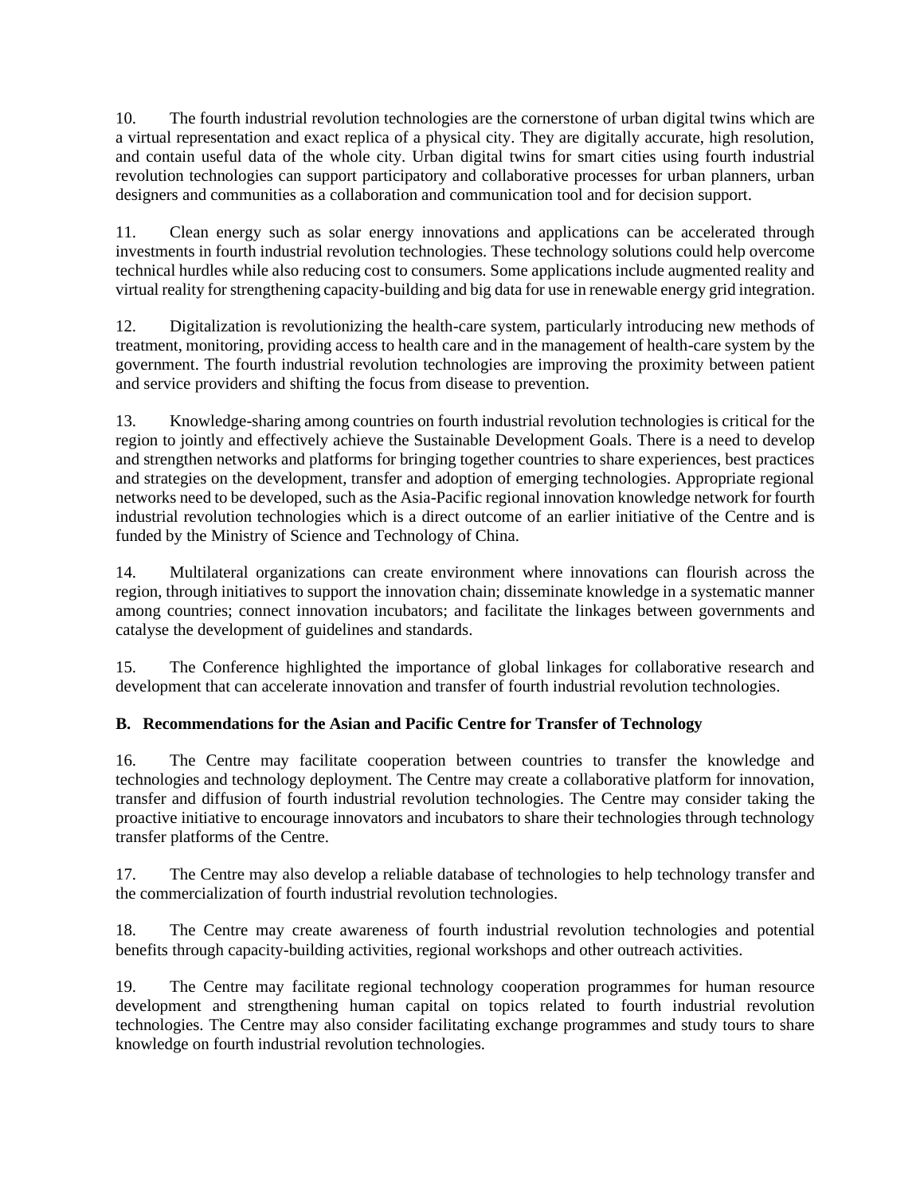10. The fourth industrial revolution technologies are the cornerstone of urban digital twins which are a virtual representation and exact replica of a physical city. They are digitally accurate, high resolution, and contain useful data of the whole city. Urban digital twins for smart cities using fourth industrial revolution technologies can support participatory and collaborative processes for urban planners, urban designers and communities as a collaboration and communication tool and for decision support.

11. Clean energy such as solar energy innovations and applications can be accelerated through investments in fourth industrial revolution technologies. These technology solutions could help overcome technical hurdles while also reducing cost to consumers. Some applications include augmented reality and virtual reality for strengthening capacity-building and big data for use in renewable energy grid integration.

12. Digitalization is revolutionizing the health-care system, particularly introducing new methods of treatment, monitoring, providing access to health care and in the management of health-care system by the government. The fourth industrial revolution technologies are improving the proximity between patient and service providers and shifting the focus from disease to prevention.

13. Knowledge-sharing among countries on fourth industrial revolution technologies is critical for the region to jointly and effectively achieve the Sustainable Development Goals. There is a need to develop and strengthen networks and platforms for bringing together countries to share experiences, best practices and strategies on the development, transfer and adoption of emerging technologies. Appropriate regional networks need to be developed, such as the Asia-Pacific regional innovation knowledge network for fourth industrial revolution technologies which is a direct outcome of an earlier initiative of the Centre and is funded by the Ministry of Science and Technology of China.

14. Multilateral organizations can create environment where innovations can flourish across the region, through initiatives to support the innovation chain; disseminate knowledge in a systematic manner among countries; connect innovation incubators; and facilitate the linkages between governments and catalyse the development of guidelines and standards.

15. The Conference highlighted the importance of global linkages for collaborative research and development that can accelerate innovation and transfer of fourth industrial revolution technologies.

### B. Recommendations for the Asian and Pacific Centre for Transfer of Technology

16. The Centre may facilitate cooperation between countries to transfer the knowledge and technologies and technology deployment. The Centre may create a collaborative platform for innovation, transfer and diffusion of fourth industrial revolution technologies. The Centre may consider taking the proactive initiative to encourage innovators and incubators to share their technologies through technology transfer platforms of the Centre.

17. The Centre may also develop a reliable database of technologies to help technology transfer and the commercialization of fourth industrial revolution technologies.

18. The Centre may create awareness of fourth industrial revolution technologies and potential benefits through capacity-building activities, regional workshops and other outreach activities.

19. The Centre may facilitate regional technology cooperation programmes for human resource development and strengthening human capital on topics related to fourth industrial revolution technologies. The Centre may also consider facilitating exchange programmes and study tours to share knowledge on fourth industrial revolution technologies.